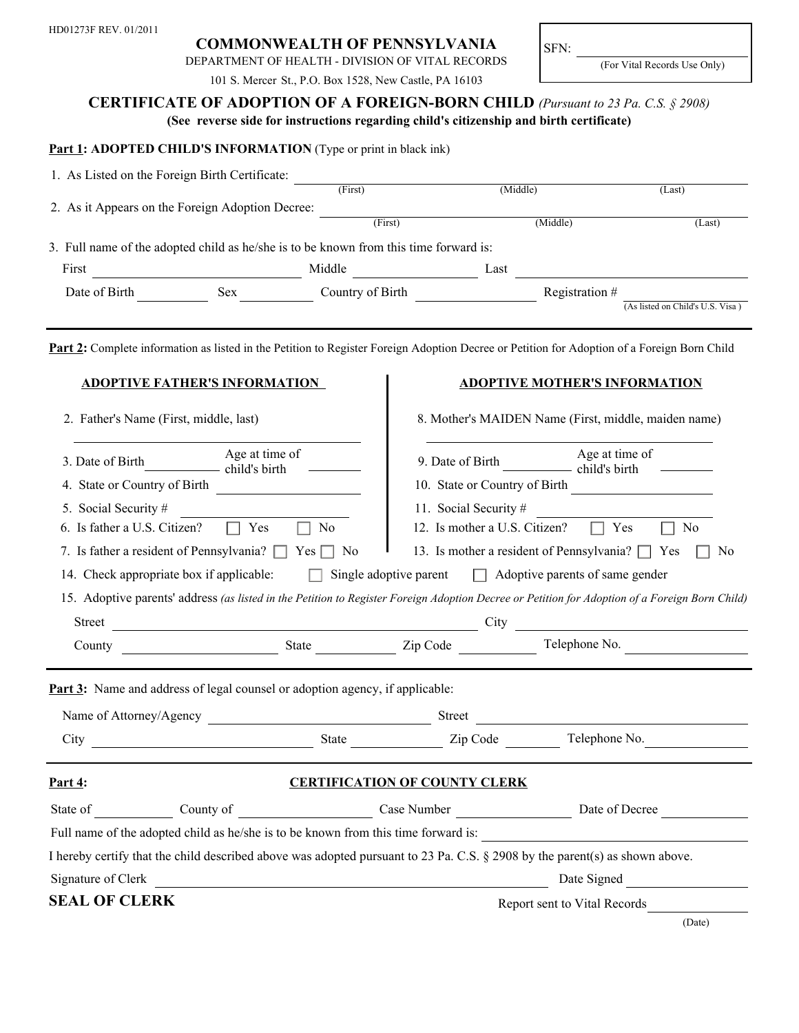HD01273F REV. 01/2011

# COMMONWEALTH OF PENNSYLVANIA

DEPARTMENT OF HEALTH - DIVISION OF VITAL RECORDS

101 S. Mercer St., P.O. Box 1528, New Castle, PA 16103

SFN: ______________________
(For Vital Records Use Only)

## CERTIFICATE OF ADOPTION OF A FOREIGN-BORN CHILD *(Pursuant to 23 Pa. C.S. § 2908)*

**(See reverse side for instructions regarding child's citizenship and birth certificate)**

**Part 1: ADOPTED CHILD'S INFORMATION** (Type or print in black ink)

1. As Listed on the Foreign Birth Certificate: ______________________ (First) ______________________ (Middle) ______________________ (Last)

2. As it Appears on the Foreign Adoption Decree: ______________________ (First) ______________________ (Middle) ______________________ (Last)

3. Full name of the adopted child as he/she is to be known from this time forward is:

First ______________________ Middle ______________________ Last ______________________

Date of Birth ____________ Sex ____________ Country of Birth ______________________ Registration # ______________________ (As listed on Child's U.S. Visa )

---

**Part 2:** Complete information as listed in the Petition to Register Foreign Adoption Decree or Petition for Adoption of a Foreign Born Child

**ADOPTIVE FATHER'S INFORMATION**

2. Father's Name (First, middle, last)

______________________

3. Date of Birth ____________ Age at time of child's birth ____________

4. State or Country of Birth ______________________

5. Social Security # ______________________

6. Is father a U.S. Citizen? ☐ Yes ☐ No

7. Is father a resident of Pennsylvania? ☐ Yes ☐ No

**ADOPTIVE MOTHER'S INFORMATION**

8. Mother's MAIDEN Name (First, middle, maiden name)

______________________

9. Date of Birth ____________ Age at time of child's birth ____________

10. State or Country of Birth ______________________

11. Social Security # ______________________

12. Is mother a U.S. Citizen? ☐ Yes ☐ No

13. Is mother a resident of Pennsylvania? ☐ Yes ☐ No

14. Check appropriate box if applicable: ☐ Single adoptive parent ☐ Adoptive parents of same gender

15. Adoptive parents' address *(as listed in the Petition to Register Foreign Adoption Decree or Petition for Adoption of a Foreign Born Child)*

Street ______________________ City ______________________

County ______________________ State ____________ Zip Code ____________ Telephone No. ______________________

---

**Part 3:** Name and address of legal counsel or adoption agency, if applicable:

Name of Attorney/Agency ______________________ Street ______________________

City ______________________ State ____________ Zip Code ____________ Telephone No. ______________________

---

**Part 4:** **CERTIFICATION OF COUNTY CLERK**

State of ____________ County of ______________________ Case Number ______________________ Date of Decree ______________________

Full name of the adopted child as he/she is to be known from this time forward is: ______________________

I hereby certify that the child described above was adopted pursuant to 23 Pa. C.S. § 2908 by the parent(s) as shown above.

Signature of Clerk ______________________ Date Signed ______________________

**SEAL OF CLERK**

Report sent to Vital Records ______________________
(Date)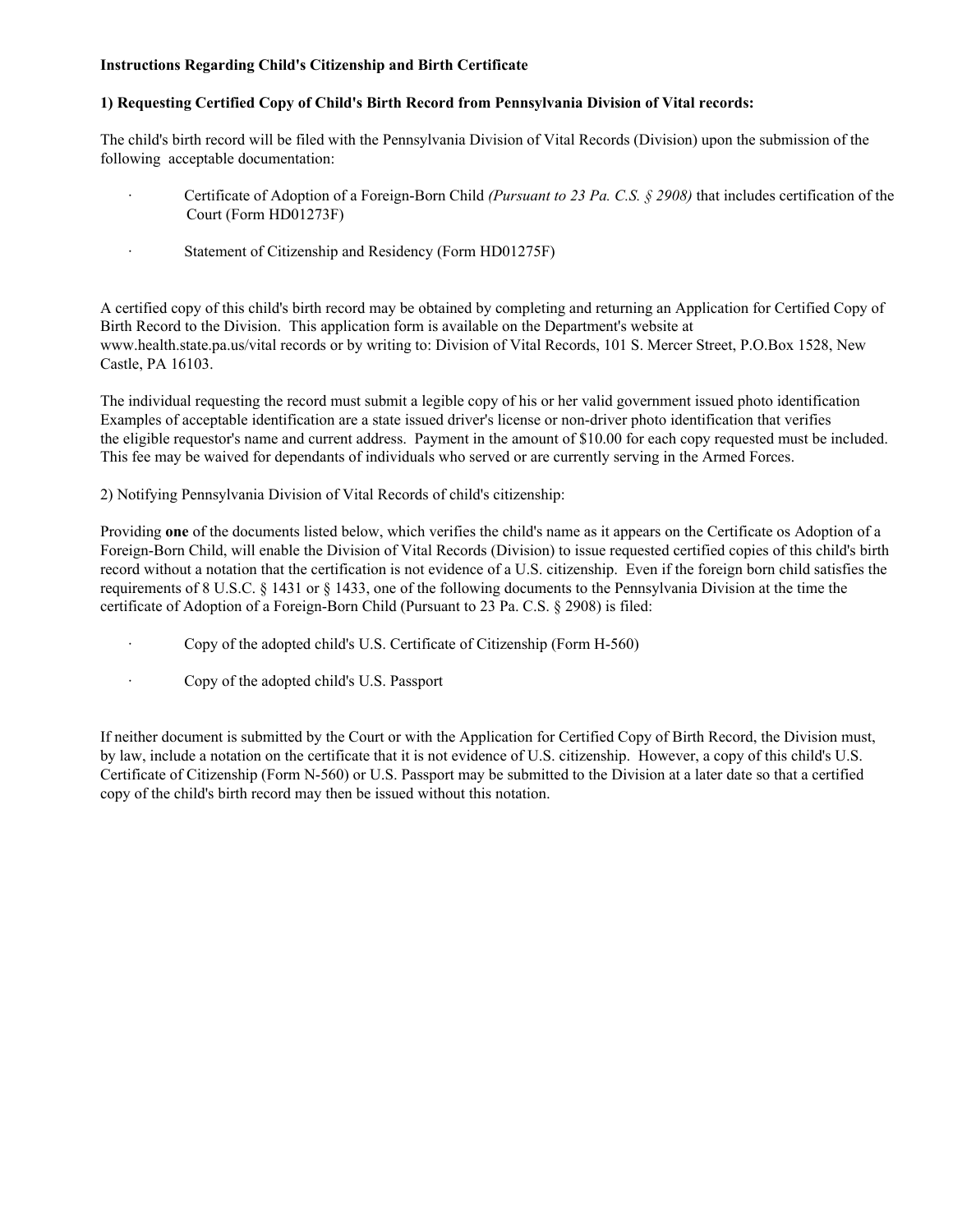**Instructions Regarding Child's Citizenship and Birth Certificate**

**1) Requesting Certified Copy of Child's Birth Record from Pennsylvania Division of Vital records:**

The child's birth record will be filed with the Pennsylvania Division of Vital Records (Division) upon the submission of the following acceptable documentation:

- Certificate of Adoption of a Foreign-Born Child *(Pursuant to 23 Pa. C.S. § 2908)* that includes certification of the Court (Form HD01273F)
- Statement of Citizenship and Residency (Form HD01275F)

A certified copy of this child's birth record may be obtained by completing and returning an Application for Certified Copy of Birth Record to the Division. This application form is available on the Department's website at www.health.state.pa.us/vital records or by writing to: Division of Vital Records, 101 S. Mercer Street, P.O.Box 1528, New Castle, PA 16103.

The individual requesting the record must submit a legible copy of his or her valid government issued photo identification Examples of acceptable identification are a state issued driver's license or non-driver photo identification that verifies the eligible requestor's name and current address. Payment in the amount of $10.00 for each copy requested must be included. This fee may be waived for dependants of individuals who served or are currently serving in the Armed Forces.

2) Notifying Pennsylvania Division of Vital Records of child's citizenship:

Providing **one** of the documents listed below, which verifies the child's name as it appears on the Certificate os Adoption of a Foreign-Born Child, will enable the Division of Vital Records (Division) to issue requested certified copies of this child's birth record without a notation that the certification is not evidence of a U.S. citizenship. Even if the foreign born child satisfies the requirements of 8 U.S.C. § 1431 or § 1433, one of the following documents to the Pennsylvania Division at the time the certificate of Adoption of a Foreign-Born Child (Pursuant to 23 Pa. C.S. § 2908) is filed:

- Copy of the adopted child's U.S. Certificate of Citizenship (Form H-560)
- Copy of the adopted child's U.S. Passport

If neither document is submitted by the Court or with the Application for Certified Copy of Birth Record, the Division must, by law, include a notation on the certificate that it is not evidence of U.S. citizenship. However, a copy of this child's U.S. Certificate of Citizenship (Form N-560) or U.S. Passport may be submitted to the Division at a later date so that a certified copy of the child's birth record may then be issued without this notation.